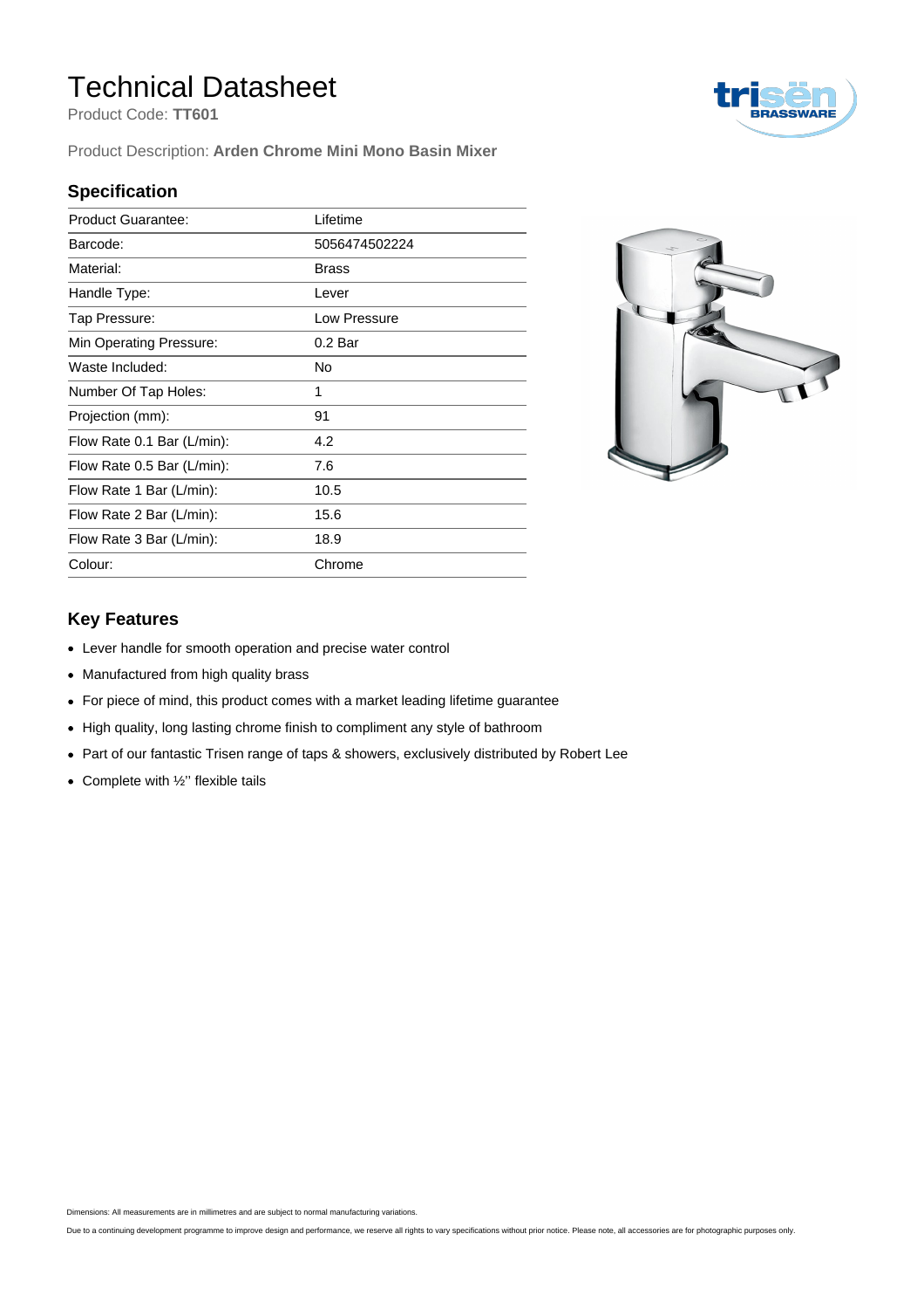# Technical Datasheet

Product Code: **TT601**

Product Description: **Arden Chrome Mini Mono Basin Mixer**

## Specification

| | |
|---|---|
| Product Guarantee: | Lifetime |
| Barcode: | 5056474502224 |
| Material: | Brass |
| Handle Type: | Lever |
| Tap Pressure: | Low Pressure |
| Min Operating Pressure: | 0.2 Bar |
| Waste Included: | No |
| Number Of Tap Holes: | 1 |
| Projection (mm): | 91 |
| Flow Rate 0.1 Bar (L/min): | 4.2 |
| Flow Rate 0.5 Bar (L/min): | 7.6 |
| Flow Rate 1 Bar (L/min): | 10.5 |
| Flow Rate 2 Bar (L/min): | 15.6 |
| Flow Rate 3 Bar (L/min): | 18.9 |
| Colour: | Chrome |

## Key Features

- Lever handle for smooth operation and precise water control
- Manufactured from high quality brass
- For piece of mind, this product comes with a market leading lifetime guarantee
- High quality, long lasting chrome finish to compliment any style of bathroom
- Part of our fantastic Trisen range of taps & showers, exclusively distributed by Robert Lee
- Complete with ½'' flexible tails

Dimensions: All measurements are in millimetres and are subject to normal manufacturing variations.

Due to a continuing development programme to improve design and performance, we reserve all rights to vary specifications without prior notice. Please note, all accessories are for photographic purposes only.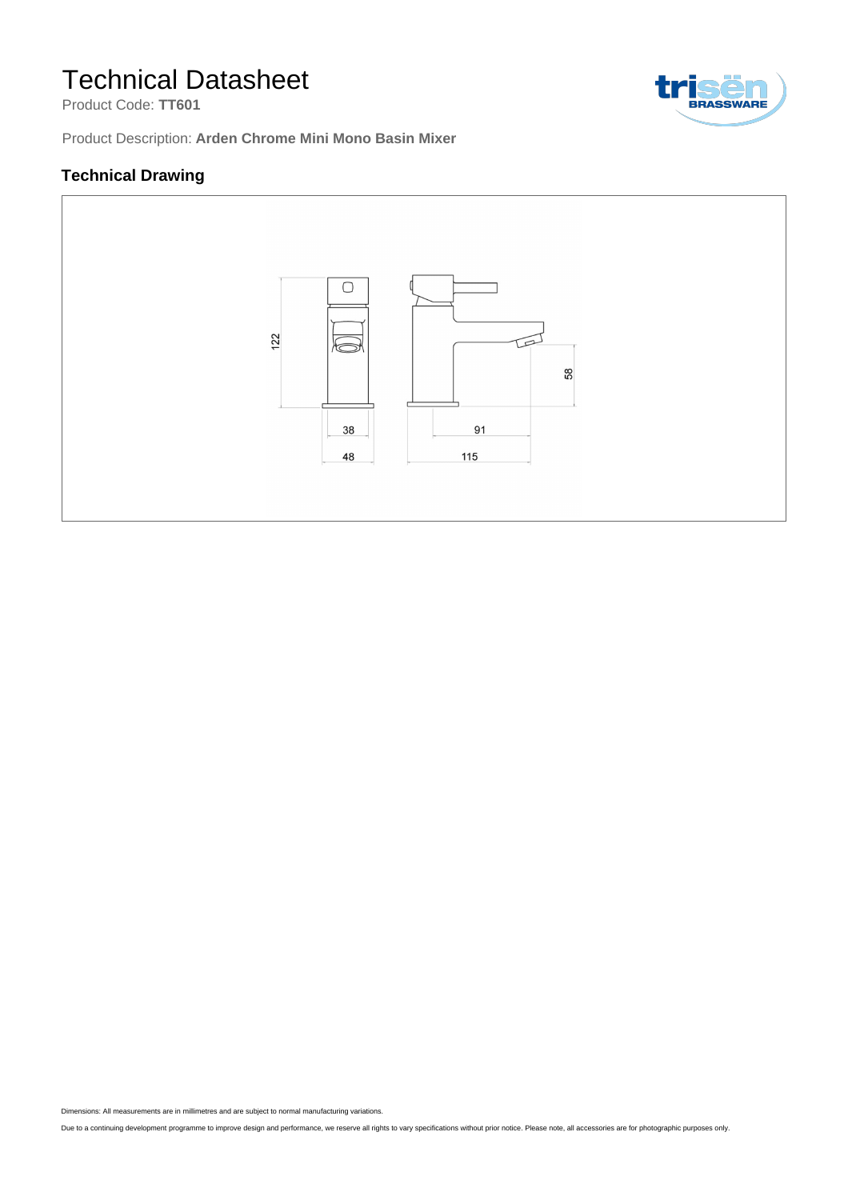# Technical Datasheet

Product Code: **TT601**

Product Description: **Arden Chrome Mini Mono Basin Mixer**

## Technical Drawing

122

38

48

91

115

58

Dimensions: All measurements are in millimetres and are subject to normal manufacturing variations.

Due to a continuing development programme to improve design and performance, we reserve all rights to vary specifications without prior notice. Please note, all accessories are for photographic purposes only.